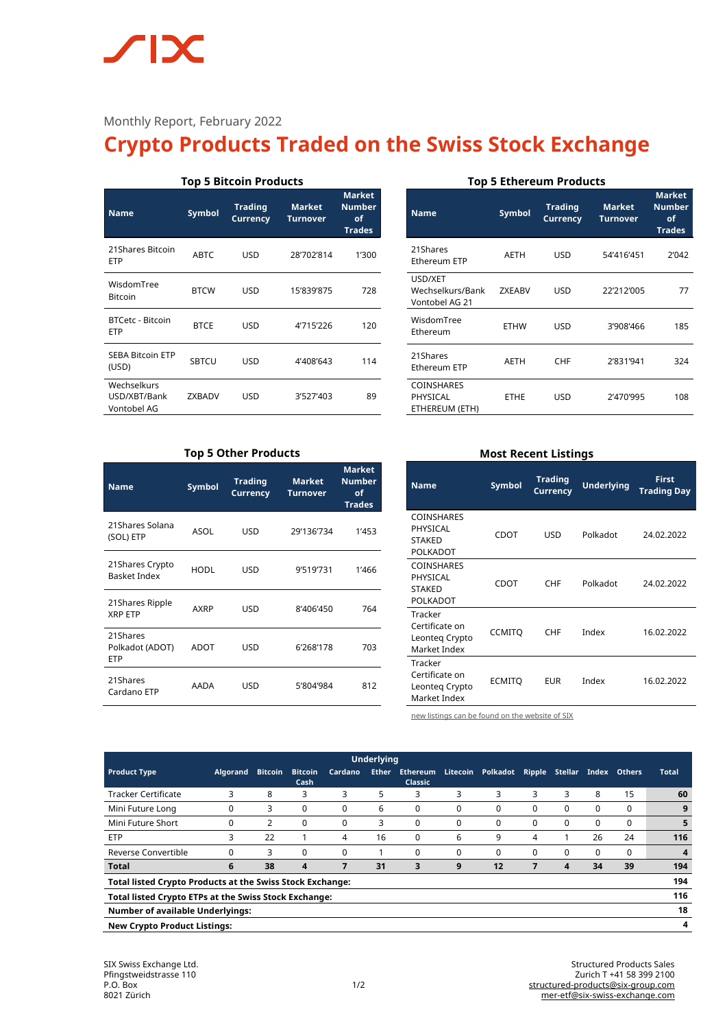Monthly Report, February 2022

# Crypto Products Traded on the Swiss Stock Exchange

### Top 5 Bitcoin Products

| Name | Symbol | Trading Currency | Market Turnover | Market Number of Trades |
|---|---|---|---|---|
| 21Shares Bitcoin ETP | ABTC | USD | 28'702'814 | 1'300 |
| WisdomTree Bitcoin | BTCW | USD | 15'839'875 | 728 |
| BTCetc - Bitcoin ETP | BTCE | USD | 4'715'226 | 120 |
| SEBA Bitcoin ETP (USD) | SBTCU | USD | 4'408'643 | 114 |
| Wechselkurs USD/XBT/Bank Vontobel AG | ZXBADV | USD | 3'527'403 | 89 |

### Top 5 Ethereum Products

| Name | Symbol | Trading Currency | Market Turnover | Market Number of Trades |
|---|---|---|---|---|
| 21Shares Ethereum ETP | AETH | USD | 54'416'451 | 2'042 |
| USD/XET Wechselkurs/Bank Vontobel AG 21 | ZXEABV | USD | 22'212'005 | 77 |
| WisdomTree Ethereum | ETHW | USD | 3'908'466 | 185 |
| 21Shares Ethereum ETP | AETH | CHF | 2'831'941 | 324 |
| COINSHARES PHYSICAL ETHEREUM (ETH) | ETHE | USD | 2'470'995 | 108 |

### Top 5 Other Products

| Name | Symbol | Trading Currency | Market Turnover | Market Number of Trades |
|---|---|---|---|---|
| 21Shares Solana (SOL) ETP | ASOL | USD | 29'136'734 | 1'453 |
| 21Shares Crypto Basket Index | HODL | USD | 9'519'731 | 1'466 |
| 21Shares Ripple XRP ETP | AXRP | USD | 8'406'450 | 764 |
| 21Shares Polkadot (ADOT) ETP | ADOT | USD | 6'268'178 | 703 |
| 21Shares Cardano ETP | AADA | USD | 5'804'984 | 812 |

### Most Recent Listings

| Name | Symbol | Trading Currency | Underlying | First Trading Day |
|---|---|---|---|---|
| COINSHARES PHYSICAL STAKED POLKADOT | CDOT | USD | Polkadot | 24.02.2022 |
| COINSHARES PHYSICAL STAKED POLKADOT | CDOT | CHF | Polkadot | 24.02.2022 |
| Tracker Certificate on Leonteq Crypto Market Index | CCMITQ | CHF | Index | 16.02.2022 |
| Tracker Certificate on Leonteq Crypto Market Index | ECMITQ | EUR | Index | 16.02.2022 |

new listings can be found on the website of SIX

| Product Type | Underlying | | | | | | | | | | | | Total |
|---|---|---|---|---|---|---|---|---|---|---|---|---|---|
| | Algorand | Bitcoin | Bitcoin Cash | Cardano | Ether | Ethereum Classic | Litecoin | Polkadot | Ripple | Stellar | Index | Others | |
| Tracker Certificate | 3 | 8 | 3 | 3 | 5 | 3 | 3 | 3 | 3 | 3 | 8 | 15 | **60** |
| Mini Future Long | 0 | 3 | 0 | 0 | 6 | 0 | 0 | 0 | 0 | 0 | 0 | 0 | **9** |
| Mini Future Short | 0 | 2 | 0 | 0 | 3 | 0 | 0 | 0 | 0 | 0 | 0 | 0 | **5** |
| ETP | 3 | 22 | 1 | 4 | 16 | 0 | 6 | 9 | 4 | 1 | 26 | 24 | **116** |
| Reverse Convertible | 0 | 3 | 0 | 0 | 1 | 0 | 0 | 0 | 0 | 0 | 0 | 0 | **4** |
| **Total** | **6** | **38** | **4** | **7** | **31** | **3** | **9** | **12** | **7** | **4** | **34** | **39** | **194** |
| **Total listed Crypto Products at the Swiss Stock Exchange:** | | | | | | | | | | | | | **194** |
| **Total listed Crypto ETPs at the Swiss Stock Exchange:** | | | | | | | | | | | | | **116** |
| **Number of available Underlyings:** | | | | | | | | | | | | | **18** |
| **New Crypto Product Listings:** | | | | | | | | | | | | | **4** |

SIX Swiss Exchange Ltd.
Pfingstweidstrasse 110
P.O. Box
8021 Zürich

Structured Products Sales
Zurich T +41 58 399 2100
structured-products@six-group.com
mer-etf@six-swiss-exchange.com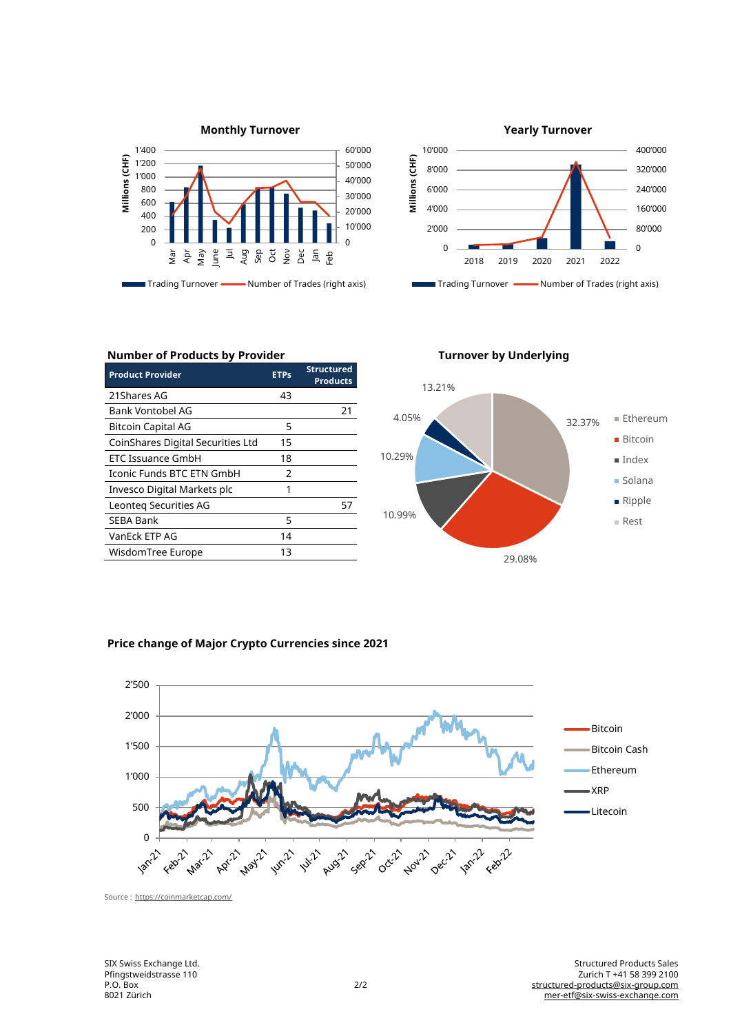## Monthly Turnover

Millions (CHF)

1'400
1'200
1'000
800
600
400
200
0

60'000
50'000
40'000
30'000
20'000
10'000
0

Mar Apr May June Jul Aug Sep Oct Nov Dec Jan Feb

Trading Turnover — Number of Trades (right axis)

## Yearly Turnover

Millions (CHF)

10'000
8'000
6'000
4'000
2'000
0

400'000
320'000
240'000
160'000
80'000
0

2018 2019 2020 2021 2022

Trading Turnover — Number of Trades (right axis)

## Number of Products by Provider

| Product Provider | ETPs | Structured Products |
|---|---|---|
| 21Shares AG | 43 | |
| Bank Vontobel AG | | 21 |
| Bitcoin Capital AG | 5 | |
| CoinShares Digital Securities Ltd | 15 | |
| ETC Issuance GmbH | 18 | |
| Iconic Funds BTC ETN GmbH | 2 | |
| Invesco Digital Markets plc | 1 | |
| Leonteq Securities AG | | 57 |
| SEBA Bank | 5 | |
| VanEck ETP AG | 14 | |
| WisdomTree Europe | 13 | |

## Turnover by Underlying

32.37%
29.08%
10.99%
10.29%
4.05%
13.21%

Ethereum
Bitcoin
Index
Solana
Ripple
Rest

## Price change of Major Crypto Currencies since 2021

2'500
2'000
1'500
1'000
500
0

Jan-21 Feb-21 Mar-21 Apr-21 May-21 Jun-21 Jul-21 Aug-21 Sep-21 Oct-21 Nov-21 Dec-21 Jan-22 Feb-22

Bitcoin
Bitcoin Cash
Ethereum
XRP
Litecoin

Source : https://coinmarketcap.com/

SIX Swiss Exchange Ltd.
Pfingstweidstrasse 110
P.O. Box
8021 Zürich

Structured Products Sales
Zurich T +41 58 399 2100
structured-products@six-group.com
mer-etf@six-swiss-exchange.com